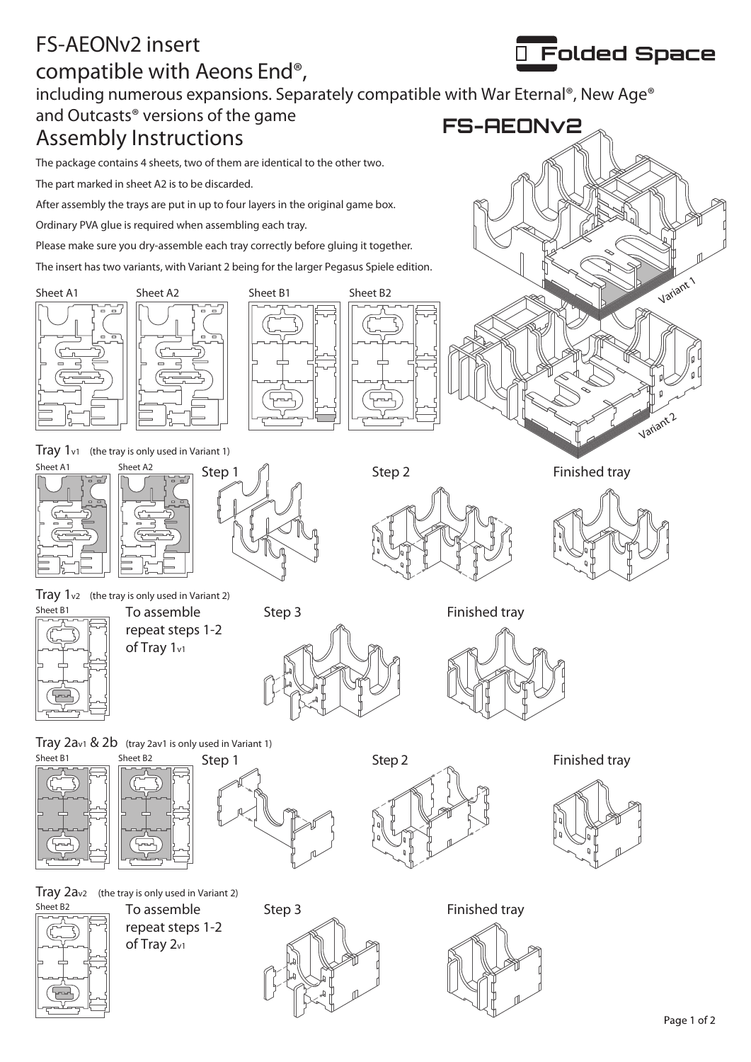# FS-AEONv2 insert compatible with Aeons End®,

including numerous expansions. Separately compatible with War Eternal®, New Age® and Outcasts® versions of the game

Folded Space

FS-AEONv2

## Assembly Instructions

The package contains 4 sheets, two of them are identical to the other two.

The part marked in sheet A2 is to be discarded.

After assembly the trays are put in up to four layers in the original game box.

Ordinary PVA glue is required when assembling each tray.

Please make sure you dry-assemble each tray correctly before gluing it together.

The insert has two variants, with Variant 2 being for the larger Pegasus Spiele edition.

Sheet A1 Sheet A2 Sheet B1 Sheet B2

Variant 1

Variant 2

### Tray 1v1 (the tray is only used in Variant 1)

Sheet A1 Sheet A2

Step 1

Step 2

Finished tray

### Tray 1v2 (the tray is only used in Variant 2)

Sheet B1

To assemble repeat steps 1-2 of Tray 1v1

Step 3

Finished tray

### Tray 2av1 & 2b (tray 2av1 is only used in Variant 1)

Sheet B1 Sheet B2

Step 1

Step 2

Finished tray

### Tray 2av2 (the tray is only used in Variant 2)

Sheet B2

To assemble repeat steps 1-2 of Tray 2v1

Step 3

Finished tray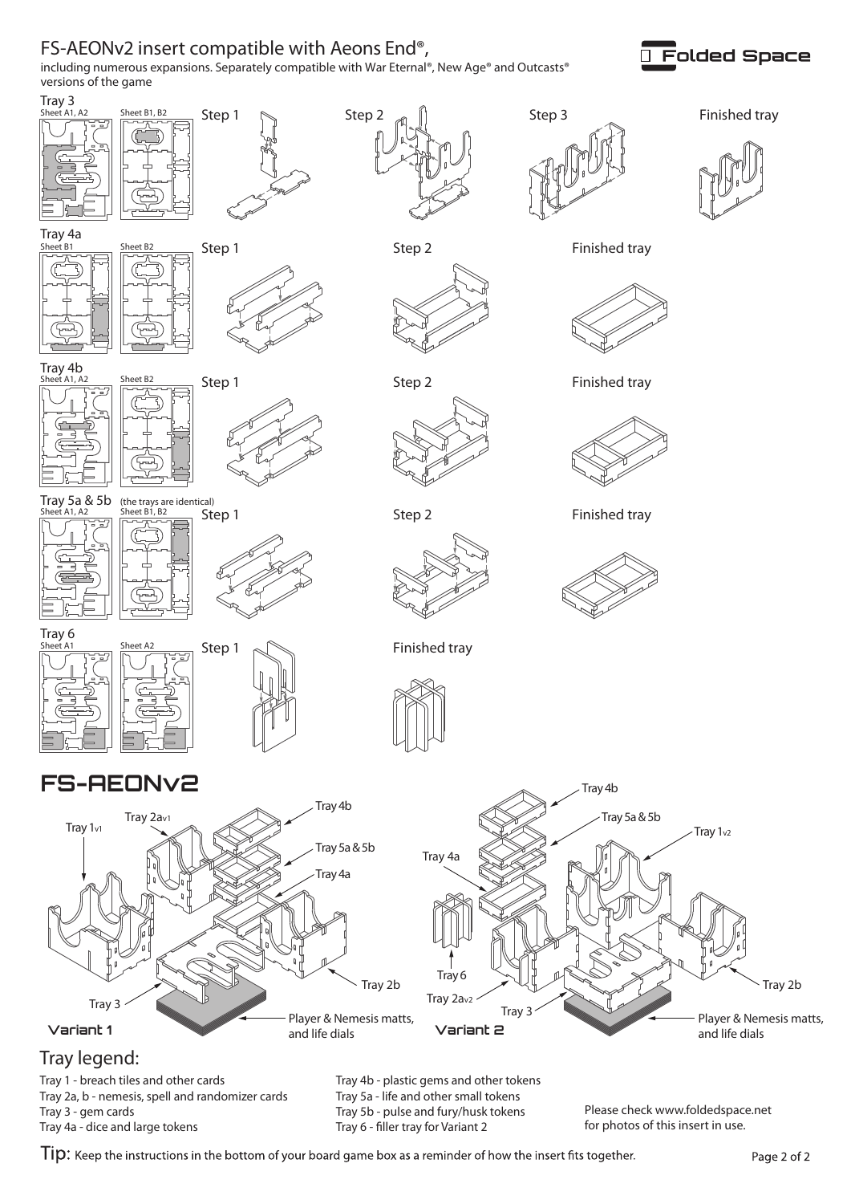# FS-AEONv2 insert compatible with Aeons End®,

including numerous expansions. Separately compatible with War Eternal®, New Age® and Outcasts® versions of the game

Folded Space

## Tray 3

Sheet A1, A2

Sheet B1, B2

Step 1

Step 2

Step 3

Finished tray

## Tray 4a

Sheet B1

Sheet B2

Step 1

Step 2

Finished tray

## Tray 4b

Sheet A1, A2

Sheet B2

Step 1

Step 2

Finished tray

## Tray 5a & 5b

(the trays are identical)

Sheet A1, A2

Sheet B1, B2

Step 1

Step 2

Finished tray

## Tray 6

Sheet A1

Sheet A2

Step 1

Finished tray

# FS-AEONv2

Tray 1v1

Tray 2av1

Tray 4b

Tray 5a & 5b

Tray 4a

Tray 2b

Tray 3

Player & Nemesis matts, and life dials

Variant 1

Tray 4b

Tray 5a & 5b

Tray 1v2

Tray 4a

Tray 6

Tray 2av2

Tray 3

Tray 2b

Player & Nemesis matts, and life dials

Variant 2

## Tray legend:

Tray 1 - breach tiles and other cards
Tray 2a, b - nemesis, spell and randomizer cards
Tray 3 - gem cards
Tray 4a - dice and large tokens
Tray 4b - plastic gems and other tokens
Tray 5a - life and other small tokens
Tray 5b - pulse and fury/husk tokens
Tray 6 - filler tray for Variant 2

Please check www.foldedspace.net for photos of this insert in use.

Tip: Keep the instructions in the bottom of your board game box as a reminder of how the insert fits together.